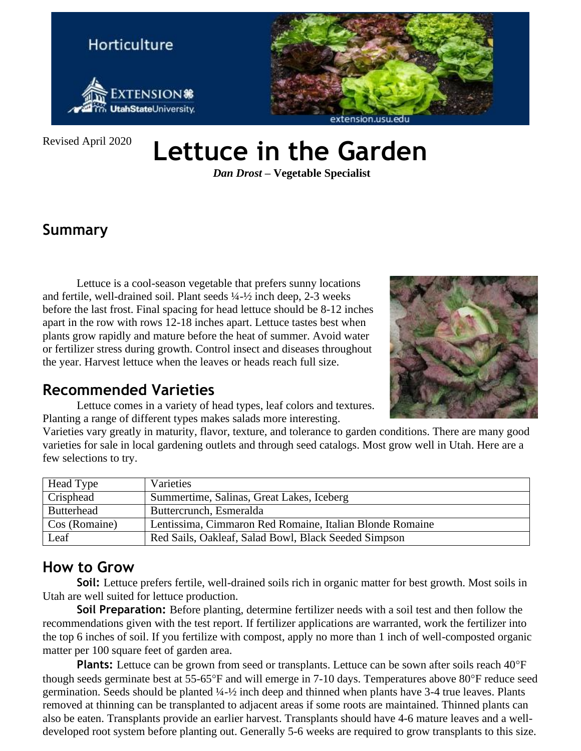Horticulture

Revised April 2020

# Lettuce in the Garden

***Dan Drost*** **– Vegetable Specialist**

## Summary

Lettuce is a cool-season vegetable that prefers sunny locations and fertile, well-drained soil. Plant seeds ¼-½ inch deep, 2-3 weeks before the last frost. Final spacing for head lettuce should be 8-12 inches apart in the row with rows 12-18 inches apart. Lettuce tastes best when plants grow rapidly and mature before the heat of summer. Avoid water or fertilizer stress during growth. Control insect and diseases throughout the year. Harvest lettuce when the leaves or heads reach full size.

## Recommended Varieties

Lettuce comes in a variety of head types, leaf colors and textures. Planting a range of different types makes salads more interesting. Varieties vary greatly in maturity, flavor, texture, and tolerance to garden conditions. There are many good varieties for sale in local gardening outlets and through seed catalogs. Most grow well in Utah. Here are a few selections to try.

| Head Type | Varieties |
|---|---|
| Crisphead | Summertime, Salinas, Great Lakes, Iceberg |
| Butterhead | Buttercrunch, Esmeralda |
| Cos (Romaine) | Lentissima, Cimmaron Red Romaine, Italian Blonde Romaine |
| Leaf | Red Sails, Oakleaf, Salad Bowl, Black Seeded Simpson |

## How to Grow

**Soil:** Lettuce prefers fertile, well-drained soils rich in organic matter for best growth. Most soils in Utah are well suited for lettuce production.

**Soil Preparation:** Before planting, determine fertilizer needs with a soil test and then follow the recommendations given with the test report. If fertilizer applications are warranted, work the fertilizer into the top 6 inches of soil. If you fertilize with compost, apply no more than 1 inch of well-composted organic matter per 100 square feet of garden area.

**Plants:** Lettuce can be grown from seed or transplants. Lettuce can be sown after soils reach 40°F though seeds germinate best at 55-65°F and will emerge in 7-10 days. Temperatures above 80°F reduce seed germination. Seeds should be planted ¼-½ inch deep and thinned when plants have 3-4 true leaves. Plants removed at thinning can be transplanted to adjacent areas if some roots are maintained. Thinned plants can also be eaten. Transplants provide an earlier harvest. Transplants should have 4-6 mature leaves and a well-developed root system before planting out. Generally 5-6 weeks are required to grow transplants to this size.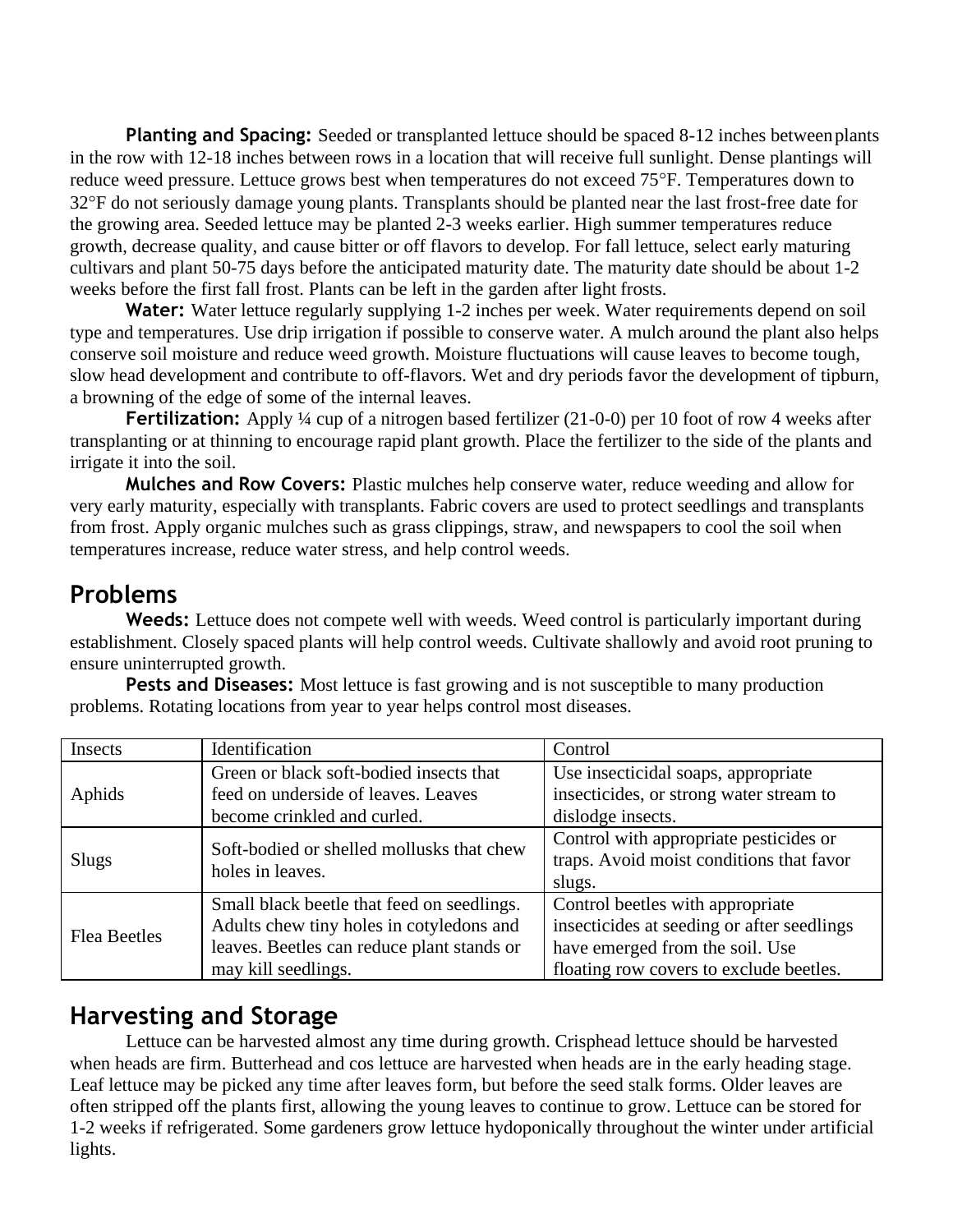**Planting and Spacing:** Seeded or transplanted lettuce should be spaced 8-12 inches between plants in the row with 12-18 inches between rows in a location that will receive full sunlight. Dense plantings will reduce weed pressure. Lettuce grows best when temperatures do not exceed 75°F. Temperatures down to 32°F do not seriously damage young plants. Transplants should be planted near the last frost-free date for the growing area. Seeded lettuce may be planted 2-3 weeks earlier. High summer temperatures reduce growth, decrease quality, and cause bitter or off flavors to develop. For fall lettuce, select early maturing cultivars and plant 50-75 days before the anticipated maturity date. The maturity date should be about 1-2 weeks before the first fall frost. Plants can be left in the garden after light frosts.

**Water:** Water lettuce regularly supplying 1-2 inches per week. Water requirements depend on soil type and temperatures. Use drip irrigation if possible to conserve water. A mulch around the plant also helps conserve soil moisture and reduce weed growth. Moisture fluctuations will cause leaves to become tough, slow head development and contribute to off-flavors. Wet and dry periods favor the development of tipburn, a browning of the edge of some of the internal leaves.

**Fertilization:** Apply ¼ cup of a nitrogen based fertilizer (21-0-0) per 10 foot of row 4 weeks after transplanting or at thinning to encourage rapid plant growth. Place the fertilizer to the side of the plants and irrigate it into the soil.

**Mulches and Row Covers:** Plastic mulches help conserve water, reduce weeding and allow for very early maturity, especially with transplants. Fabric covers are used to protect seedlings and transplants from frost. Apply organic mulches such as grass clippings, straw, and newspapers to cool the soil when temperatures increase, reduce water stress, and help control weeds.

## Problems

**Weeds:** Lettuce does not compete well with weeds. Weed control is particularly important during establishment. Closely spaced plants will help control weeds. Cultivate shallowly and avoid root pruning to ensure uninterrupted growth.

**Pests and Diseases:** Most lettuce is fast growing and is not susceptible to many production problems. Rotating locations from year to year helps control most diseases.

| Insects | Identification | Control |
|---|---|---|
| Aphids | Green or black soft-bodied insects that feed on underside of leaves. Leaves become crinkled and curled. | Use insecticidal soaps, appropriate insecticides, or strong water stream to dislodge insects. |
| Slugs | Soft-bodied or shelled mollusks that chew holes in leaves. | Control with appropriate pesticides or traps. Avoid moist conditions that favor slugs. |
| Flea Beetles | Small black beetle that feed on seedlings. Adults chew tiny holes in cotyledons and leaves. Beetles can reduce plant stands or may kill seedlings. | Control beetles with appropriate insecticides at seeding or after seedlings have emerged from the soil. Use floating row covers to exclude beetles. |

## Harvesting and Storage

Lettuce can be harvested almost any time during growth. Crisphead lettuce should be harvested when heads are firm. Butterhead and cos lettuce are harvested when heads are in the early heading stage. Leaf lettuce may be picked any time after leaves form, but before the seed stalk forms. Older leaves are often stripped off the plants first, allowing the young leaves to continue to grow. Lettuce can be stored for 1-2 weeks if refrigerated. Some gardeners grow lettuce hydoponically throughout the winter under artificial lights.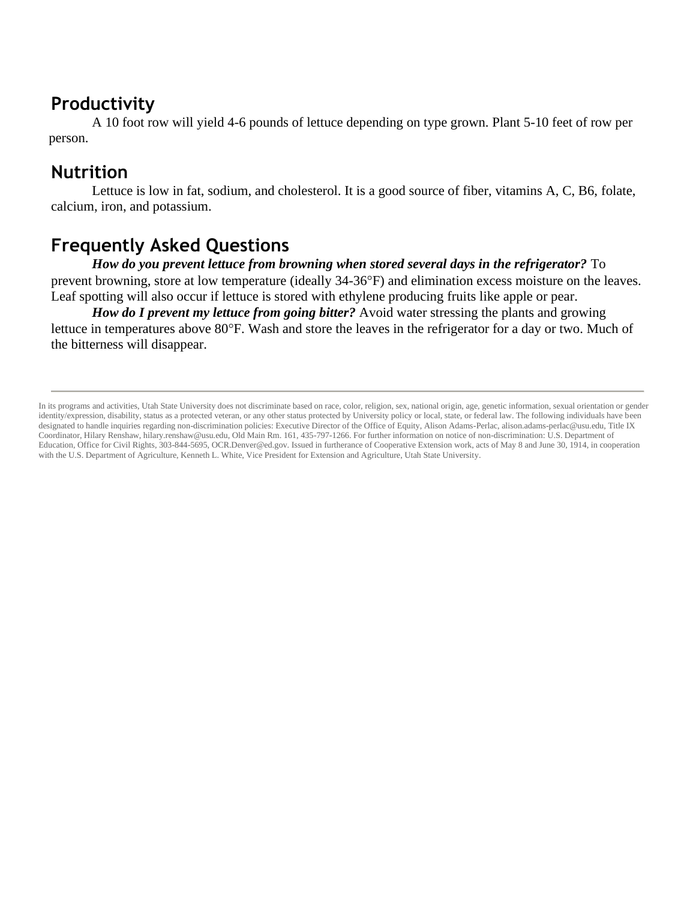## Productivity

A 10 foot row will yield 4-6 pounds of lettuce depending on type grown. Plant 5-10 feet of row per person.

## Nutrition

Lettuce is low in fat, sodium, and cholesterol. It is a good source of fiber, vitamins A, C, B6, folate, calcium, iron, and potassium.

## Frequently Asked Questions

***How do you prevent lettuce from browning when stored several days in the refrigerator?*** To prevent browning, store at low temperature (ideally 34-36°F) and elimination excess moisture on the leaves. Leaf spotting will also occur if lettuce is stored with ethylene producing fruits like apple or pear.

***How do I prevent my lettuce from going bitter?*** Avoid water stressing the plants and growing lettuce in temperatures above 80°F. Wash and store the leaves in the refrigerator for a day or two. Much of the bitterness will disappear.

---

In its programs and activities, Utah State University does not discriminate based on race, color, religion, sex, national origin, age, genetic information, sexual orientation or gender identity/expression, disability, status as a protected veteran, or any other status protected by University policy or local, state, or federal law. The following individuals have been designated to handle inquiries regarding non-discrimination policies: Executive Director of the Office of Equity, Alison Adams-Perlac, alison.adams-perlac@usu.edu, Title IX Coordinator, Hilary Renshaw, hilary.renshaw@usu.edu, Old Main Rm. 161, 435-797-1266. For further information on notice of non-discrimination: U.S. Department of Education, Office for Civil Rights, 303-844-5695, OCR.Denver@ed.gov. Issued in furtherance of Cooperative Extension work, acts of May 8 and June 30, 1914, in cooperation with the U.S. Department of Agriculture, Kenneth L. White, Vice President for Extension and Agriculture, Utah State University.